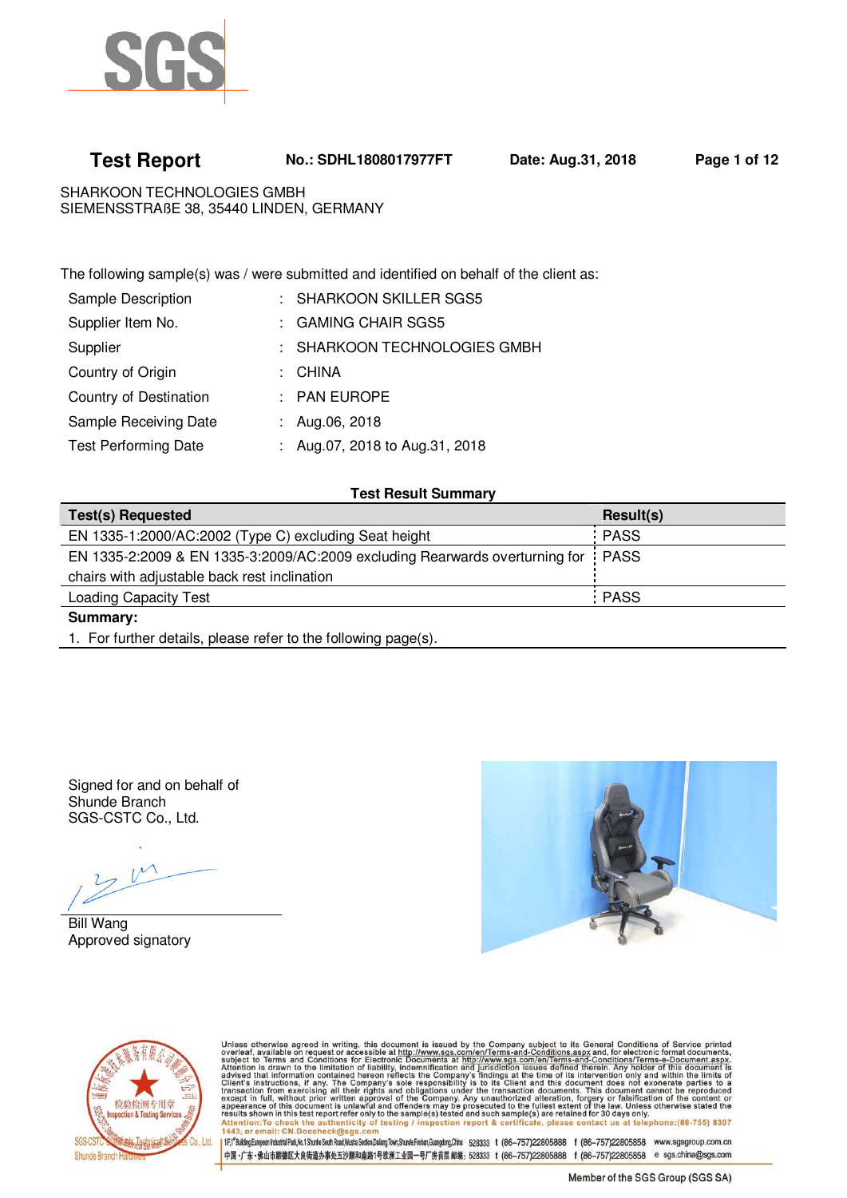# Test Report

**No.: SDHL1808017977FT** **Date: Aug.31, 2018**

SHARKOON TECHNOLOGIES GMBH
SIEMENSSTRAßE 38, 35440 LINDEN, GERMANY

The following sample(s) was / were submitted and identified on behalf of the client as:

| | | |
|---|---|---|
| Sample Description | : | SHARKOON SKILLER SGS5 |
| Supplier Item No. | : | GAMING CHAIR SGS5 |
| Supplier | : | SHARKOON TECHNOLOGIES GMBH |
| Country of Origin | : | CHINA |
| Country of Destination | : | PAN EUROPE |
| Sample Receiving Date | : | Aug.06, 2018 |
| Test Performing Date | : | Aug.07, 2018 to Aug.31, 2018 |

**Test Result Summary**

| Test(s) Requested | Result(s) |
|---|---|
| EN 1335-1:2000/AC:2002 (Type C) excluding Seat height | PASS |
| EN 1335-2:2009 & EN 1335-3:2009/AC:2009 excluding Rearwards overturning for chairs with adjustable back rest inclination | PASS |
| Loading Capacity Test | PASS |

**Summary:**

1. For further details, please refer to the following page(s).

Signed for and on behalf of
Shunde Branch
SGS-CSTC Co., Ltd.

Bill Wang
Approved signatory

Unless otherwise agreed in writing, this document is issued by the Company subject to its General Conditions of Service printed overleaf, available on request or accessible at http://www.sgs.com/en/Terms-and-Conditions.aspx and, for electronic format documents, subject to Terms and Conditions for Electronic Documents at http://www.sgs.com/en/Terms-and-Conditions/Terms-e-Document.aspx. Attention is drawn to the limitation of liability, indemnification and jurisdiction issues defined therein. Any holder of this document is advised that information contained hereon reflects the Company's findings at the time of its intervention only and within the limits of Client's instructions, if any. The Company's sole responsibility is to its Client and this document does not exonerate parties to a transaction from exercising all their rights and obligations under the transaction documents. This document cannot be reproduced except in full, without prior written approval of the Company. Any unauthorized alteration, forgery or falsification of the content or appearance of this document is unlawful and offenders may be prosecuted to the fullest extent of the law. Unless otherwise stated the results shown in this test report refer only to the sample(s) tested and such sample(s) are retained for 30 days only.
Attention:To check the authenticity of testing / inspection report & certificate, please contact us at telephone:(86-755) 8307 1443, or email: CN.Doccheck@sgs.com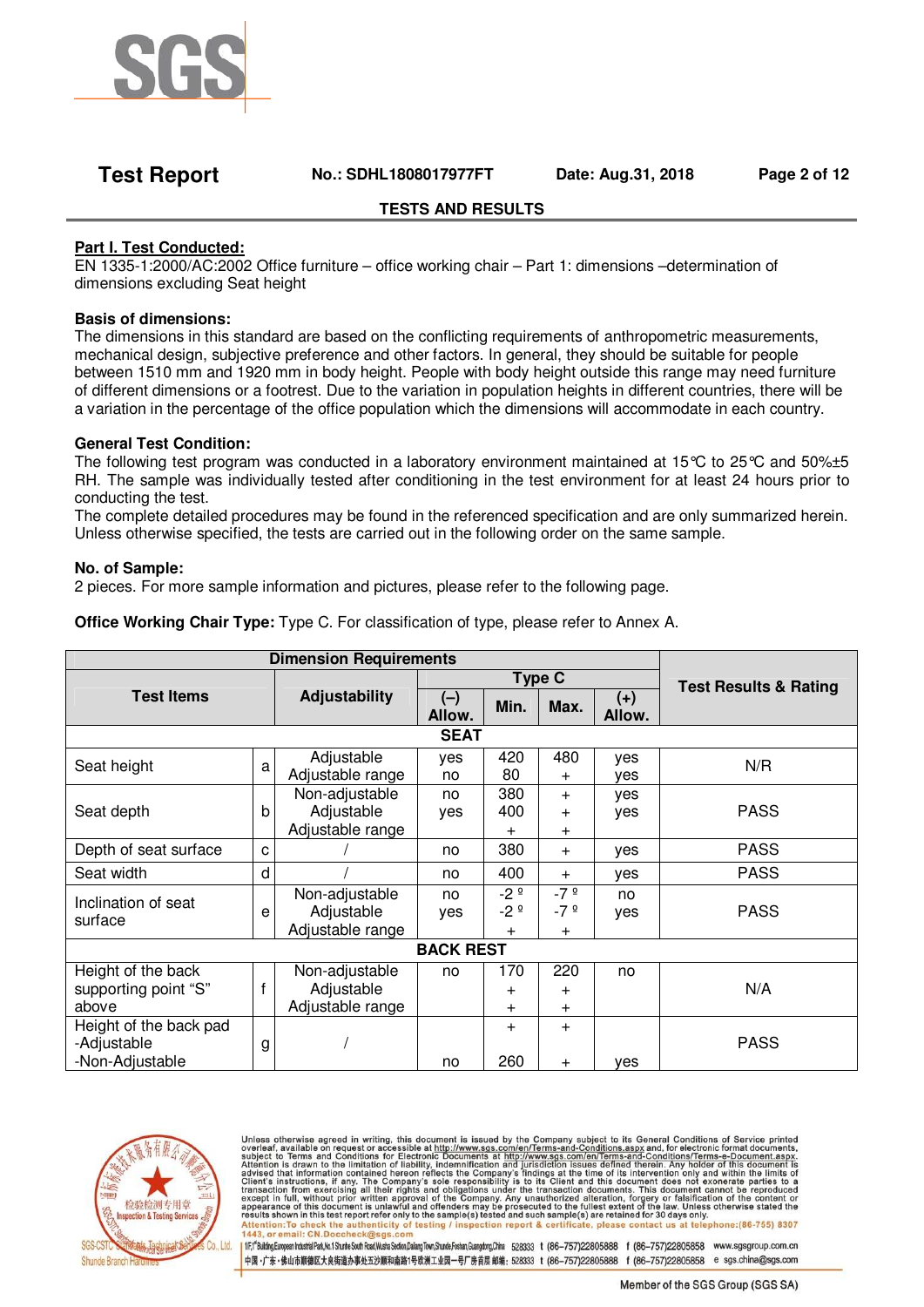**Test Report** **No.: SDHL1808017977FT** **Date: Aug.31, 2018**

**TESTS AND RESULTS**

**Part I. Test Conducted:**
EN 1335-1:2000/AC:2002 Office furniture – office working chair – Part 1: dimensions –determination of dimensions excluding Seat height

**Basis of dimensions:**
The dimensions in this standard are based on the conflicting requirements of anthropometric measurements, mechanical design, subjective preference and other factors. In general, they should be suitable for people between 1510 mm and 1920 mm in body height. People with body height outside this range may need furniture of different dimensions or a footrest. Due to the variation in population heights in different countries, there will be a variation in the percentage of the office population which the dimensions will accommodate in each country.

**General Test Condition:**
The following test program was conducted in a laboratory environment maintained at 15℃ to 25℃ and 50%±5 RH. The sample was individually tested after conditioning in the test environment for at least 24 hours prior to conducting the test.
The complete detailed procedures may be found in the referenced specification and are only summarized herein. Unless otherwise specified, the tests are carried out in the following order on the same sample.

**No. of Sample:**
2 pieces. For more sample information and pictures, please refer to the following page.

**Office Working Chair Type:** Type C. For classification of type, please refer to Annex A.

| Dimension Requirements | | | | | | | Test Results & Rating |
|---|---|---|---|---|---|---|---|
| Test Items | | Adjustability | Type C | | | | |
| | | | (–) Allow. | Min. | Max. | (+) Allow. | |
| **SEAT** | | | | | | | |
| Seat height | a | Adjustable<br>Adjustable range | yes<br>no | 420<br>80 | 480<br>+ | yes<br>yes | N/R |
| Seat depth | b | Non-adjustable<br>Adjustable<br>Adjustable range | no<br>yes | 380<br>400<br>+ | +<br>+<br>+ | yes<br>yes | PASS |
| Depth of seat surface | c | / | no | 380 | + | yes | PASS |
| Seat width | d | / | no | 400 | + | yes | PASS |
| Inclination of seat surface | e | Non-adjustable<br>Adjustable<br>Adjustable range | no<br>yes | -2 º<br>-2 º<br>+ | -7 º<br>-7 º<br>+ | no<br>yes | PASS |
| **BACK REST** | | | | | | | |
| Height of the back supporting point "S" above | f | Non-adjustable<br>Adjustable<br>Adjustable range | no | 170<br>+<br>+ | 220<br>+<br>+ | no | N/A |
| Height of the back pad<br>-Adjustable<br>-Non-Adjustable | g | / | no | +<br>260 | +<br>+ | yes | PASS |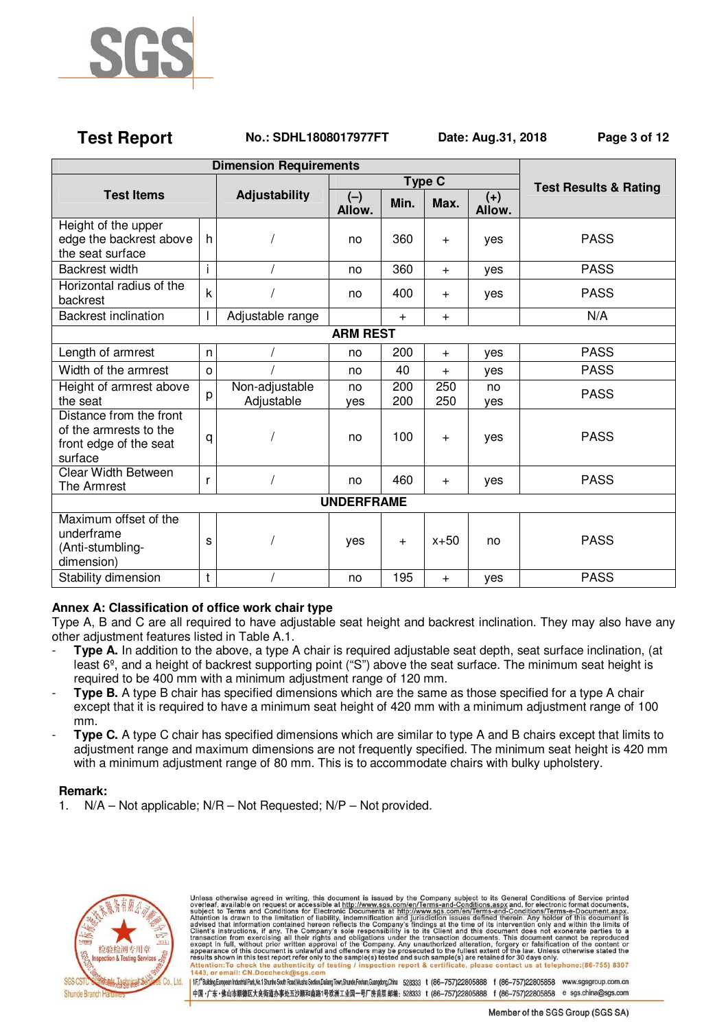# Test Report

**No.: SDHL1808017977FT** **Date: Aug.31, 2018**

| Dimension Requirements | | | | | | | Test Results & Rating |
|---|---|---|---|---|---|---|---|
| Test Items | | Adjustability | Type C | | | | |
| | | | (–) Allow. | Min. | Max. | (+) Allow. | |
| Height of the upper edge the backrest above the seat surface | h | / | no | 360 | + | yes | PASS |
| Backrest width | i | / | no | 360 | + | yes | PASS |
| Horizontal radius of the backrest | k | / | no | 400 | + | yes | PASS |
| Backrest inclination | l | Adjustable range | | + | + | | N/A |
| **ARM REST** | | | | | | | |
| Length of armrest | n | / | no | 200 | + | yes | PASS |
| Width of the armrest | o | / | no | 40 | + | yes | PASS |
| Height of armrest above the seat | p | Non-adjustable<br>Adjustable | no<br>yes | 200<br>200 | 250<br>250 | no<br>yes | PASS |
| Distance from the front of the armrests to the front edge of the seat surface | q | / | no | 100 | + | yes | PASS |
| Clear Width Between The Armrest | r | / | no | 460 | + | yes | PASS |
| **UNDERFRAME** | | | | | | | |
| Maximum offset of the underframe (Anti-stumbling-dimension) | s | / | yes | + | x+50 | no | PASS |
| Stability dimension | t | / | no | 195 | + | yes | PASS |

**Annex A: Classification of office work chair type**

Type A, B and C are all required to have adjustable seat height and backrest inclination. They may also have any other adjustment features listed in Table A.1.

- **Type A.** In addition to the above, a type A chair is required adjustable seat depth, seat surface inclination, (at least 6º, and a height of backrest supporting point ("S") above the seat surface. The minimum seat height is required to be 400 mm with a minimum adjustment range of 120 mm.
- **Type B.** A type B chair has specified dimensions which are the same as those specified for a type A chair except that it is required to have a minimum seat height of 420 mm with a minimum adjustment range of 100 mm.
- **Type C.** A type C chair has specified dimensions which are similar to type A and B chairs except that limits to adjustment range and maximum dimensions are not frequently specified. The minimum seat height is 420 mm with a minimum adjustment range of 80 mm. This is to accommodate chairs with bulky upholstery.

**Remark:**

1. N/A – Not applicable; N/R – Not Requested; N/P – Not provided.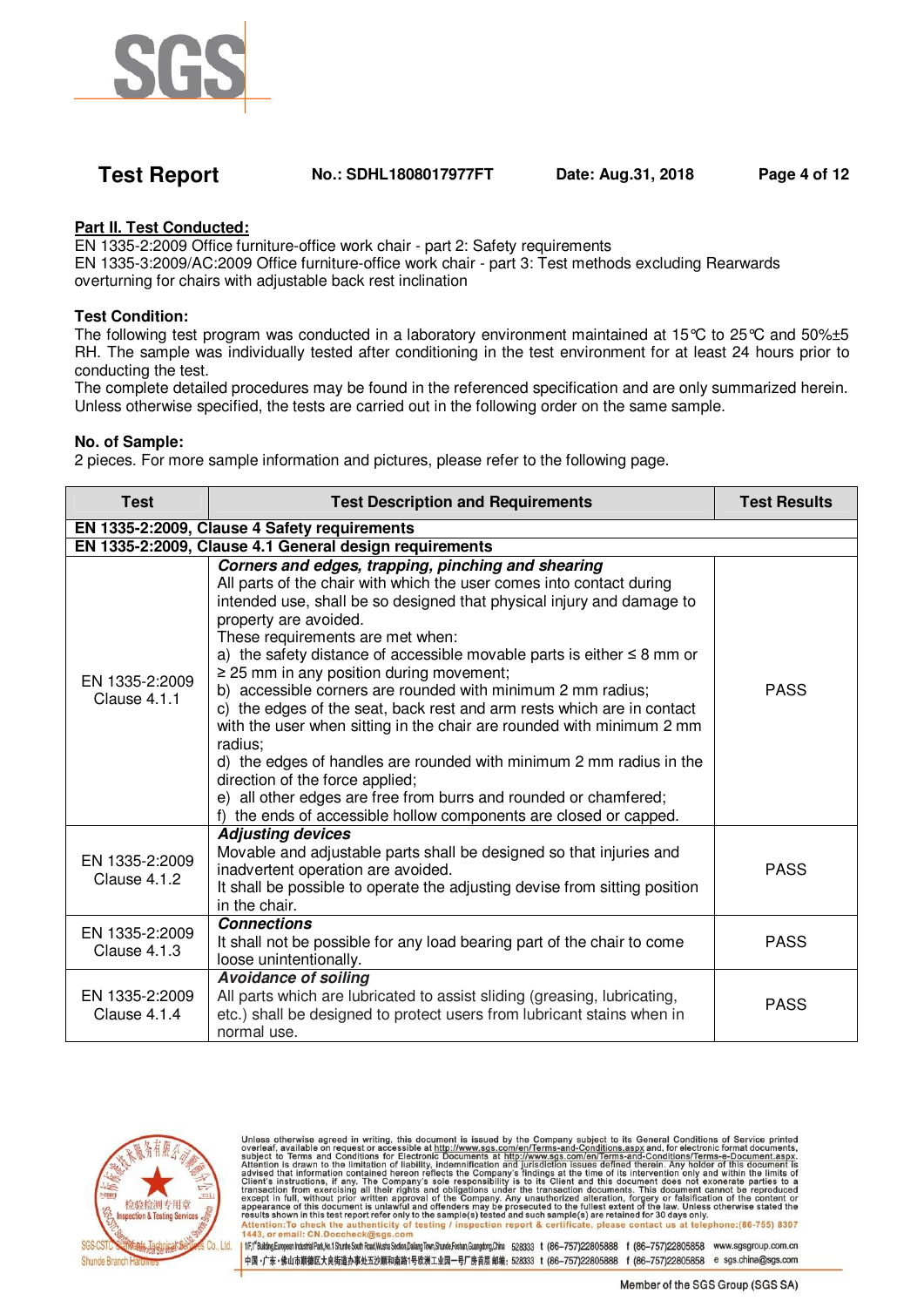**Part II. Test Conducted:**

EN 1335-2:2009 Office furniture-office work chair - part 2: Safety requirements
EN 1335-3:2009/AC:2009 Office furniture-office work chair - part 3: Test methods excluding Rearwards overturning for chairs with adjustable back rest inclination

**Test Condition:**

The following test program was conducted in a laboratory environment maintained at 15℃ to 25℃ and 50%±5 RH. The sample was individually tested after conditioning in the test environment for at least 24 hours prior to conducting the test.
The complete detailed procedures may be found in the referenced specification and are only summarized herein. Unless otherwise specified, the tests are carried out in the following order on the same sample.

**No. of Sample:**

2 pieces. For more sample information and pictures, please refer to the following page.

| Test | Test Description and Requirements | Test Results |
|---|---|---|
| **EN 1335-2:2009, Clause 4 Safety requirements** | | |
| **EN 1335-2:2009, Clause 4.1 General design requirements** | | |
| EN 1335-2:2009 Clause 4.1.1 | ***Corners and edges, trapping, pinching and shearing*** All parts of the chair with which the user comes into contact during intended use, shall be so designed that physical injury and damage to property are avoided. These requirements are met when: a) the safety distance of accessible movable parts is either ≤ 8 mm or ≥ 25 mm in any position during movement; b) accessible corners are rounded with minimum 2 mm radius; c) the edges of the seat, back rest and arm rests which are in contact with the user when sitting in the chair are rounded with minimum 2 mm radius; d) the edges of handles are rounded with minimum 2 mm radius in the direction of the force applied; e) all other edges are free from burrs and rounded or chamfered; f) the ends of accessible hollow components are closed or capped. | PASS |
| EN 1335-2:2009 Clause 4.1.2 | ***Adjusting devices*** Movable and adjustable parts shall be designed so that injuries and inadvertent operation are avoided. It shall be possible to operate the adjusting devise from sitting position in the chair. | PASS |
| EN 1335-2:2009 Clause 4.1.3 | ***Connections*** It shall not be possible for any load bearing part of the chair to come loose unintentionally. | PASS |
| EN 1335-2:2009 Clause 4.1.4 | ***Avoidance of soiling*** All parts which are lubricated to assist sliding (greasing, lubricating, etc.) shall be designed to protect users from lubricant stains when in normal use. | PASS |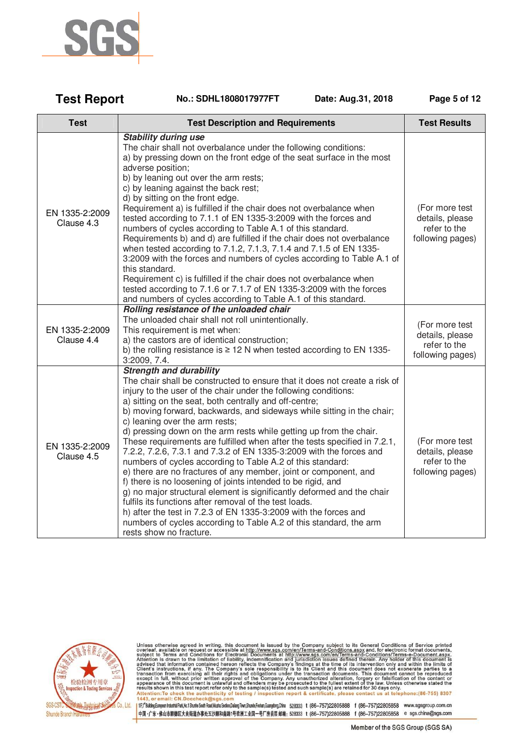**Test Report** No.: SDHL1808017977FT Date: Aug.31, 2018

| Test | Test Description and Requirements | Test Results |
|---|---|---|
| EN 1335-2:2009 Clause 4.3 | ***Stability during use***<br>The chair shall not overbalance under the following conditions:<br>a) by pressing down on the front edge of the seat surface in the most adverse position;<br>b) by leaning out over the arm rests;<br>c) by leaning against the back rest;<br>d) by sitting on the front edge.<br>Requirement a) is fulfilled if the chair does not overbalance when tested according to 7.1.1 of EN 1335-3:2009 with the forces and numbers of cycles according to Table A.1 of this standard.<br>Requirements b) and d) are fulfilled if the chair does not overbalance when tested according to 7.1.2, 7.1.3, 7.1.4 and 7.1.5 of EN 1335-3:2009 with the forces and numbers of cycles according to Table A.1 of this standard.<br>Requirement c) is fulfilled if the chair does not overbalance when tested according to 7.1.6 or 7.1.7 of EN 1335-3:2009 with the forces and numbers of cycles according to Table A.1 of this standard. | (For more test details, please refer to the following pages) |
| EN 1335-2:2009 Clause 4.4 | ***Rolling resistance of the unloaded chair***<br>The unloaded chair shall not roll unintentionally.<br>This requirement is met when:<br>a) the castors are of identical construction;<br>b) the rolling resistance is ≥ 12 N when tested according to EN 1335-3:2009, 7.4. | (For more test details, please refer to the following pages) |
| EN 1335-2:2009 Clause 4.5 | ***Strength and durability***<br>The chair shall be constructed to ensure that it does not create a risk of injury to the user of the chair under the following conditions:<br>a) sitting on the seat, both centrally and off-centre;<br>b) moving forward, backwards, and sideways while sitting in the chair;<br>c) leaning over the arm rests;<br>d) pressing down on the arm rests while getting up from the chair.<br>These requirements are fulfilled when after the tests specified in 7.2.1, 7.2.2, 7.2.6, 7.3.1 and 7.3.2 of EN 1335-3:2009 with the forces and numbers of cycles according to Table A.2 of this standard:<br>e) there are no fractures of any member, joint or component, and<br>f) there is no loosening of joints intended to be rigid, and<br>g) no major structural element is significantly deformed and the chair fulfils its functions after removal of the test loads.<br>h) after the test in 7.2.3 of EN 1335-3:2009 with the forces and numbers of cycles according to Table A.2 of this standard, the arm rests show no fracture. | (For more test details, please refer to the following pages) |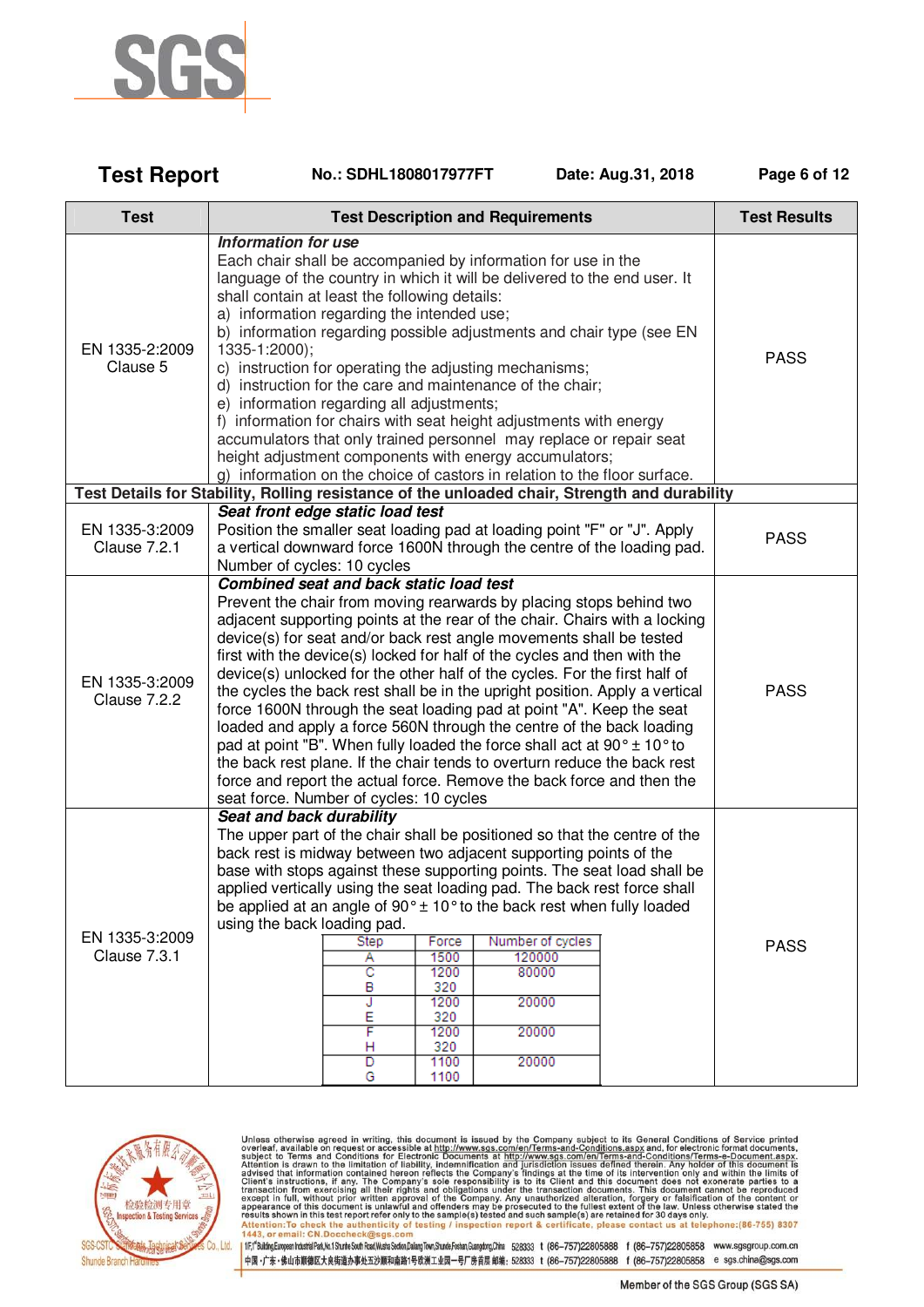| Test | Test Description and Requirements | Test Results |
|---|---|---|
| EN 1335-2:2009 Clause 5 | ***Information for use*** Each chair shall be accompanied by information for use in the language of the country in which it will be delivered to the end user. It shall contain at least the following details: a) information regarding the intended use; b) information regarding possible adjustments and chair type (see EN 1335-1:2000); c) instruction for operating the adjusting mechanisms; d) instruction for the care and maintenance of the chair; e) information regarding all adjustments; f) information for chairs with seat height adjustments with energy accumulators that only trained personnel may replace or repair seat height adjustment components with energy accumulators; g) information on the choice of castors in relation to the floor surface. | PASS |
| **Test Details for Stability, Rolling resistance of the unloaded chair, Strength and durability** | | |
| EN 1335-3:2009 Clause 7.2.1 | ***Seat front edge static load test*** Position the smaller seat loading pad at loading point "F" or "J". Apply a vertical downward force 1600N through the centre of the loading pad. Number of cycles: 10 cycles | PASS |
| EN 1335-3:2009 Clause 7.2.2 | ***Combined seat and back static load test*** Prevent the chair from moving rearwards by placing stops behind two adjacent supporting points at the rear of the chair. Chairs with a locking device(s) for seat and/or back rest angle movements shall be tested first with the device(s) locked for half of the cycles and then with the device(s) unlocked for the other half of the cycles. For the first half of the cycles the back rest shall be in the upright position. Apply a vertical force 1600N through the seat loading pad at point "A". Keep the seat loaded and apply a force 560N through the centre of the back loading pad at point "B". When fully loaded the force shall act at 90° ± 10° to the back rest plane. If the chair tends to overturn reduce the back rest force and report the actual force. Remove the back force and then the seat force. Number of cycles: 10 cycles | PASS |
| EN 1335-3:2009 Clause 7.3.1 | ***Seat and back durability*** The upper part of the chair shall be positioned so that the centre of the back rest is midway between two adjacent supporting points of the base with stops against these supporting points. The seat load shall be applied vertically using the seat loading pad. The back rest force shall be applied at an angle of 90° ± 10° to the back rest when fully loaded using the back loading pad. | PASS |

| Step | Force | Number of cycles |
|---|---|---|
| A | 1500 | 120000 |
| C | 1200 | 80000 |
| B | 320 | |
| J | 1200 | 20000 |
| E | 320 | |
| F | 1200 | 20000 |
| H | 320 | |
| D | 1100 | 20000 |
| G | 1100 | |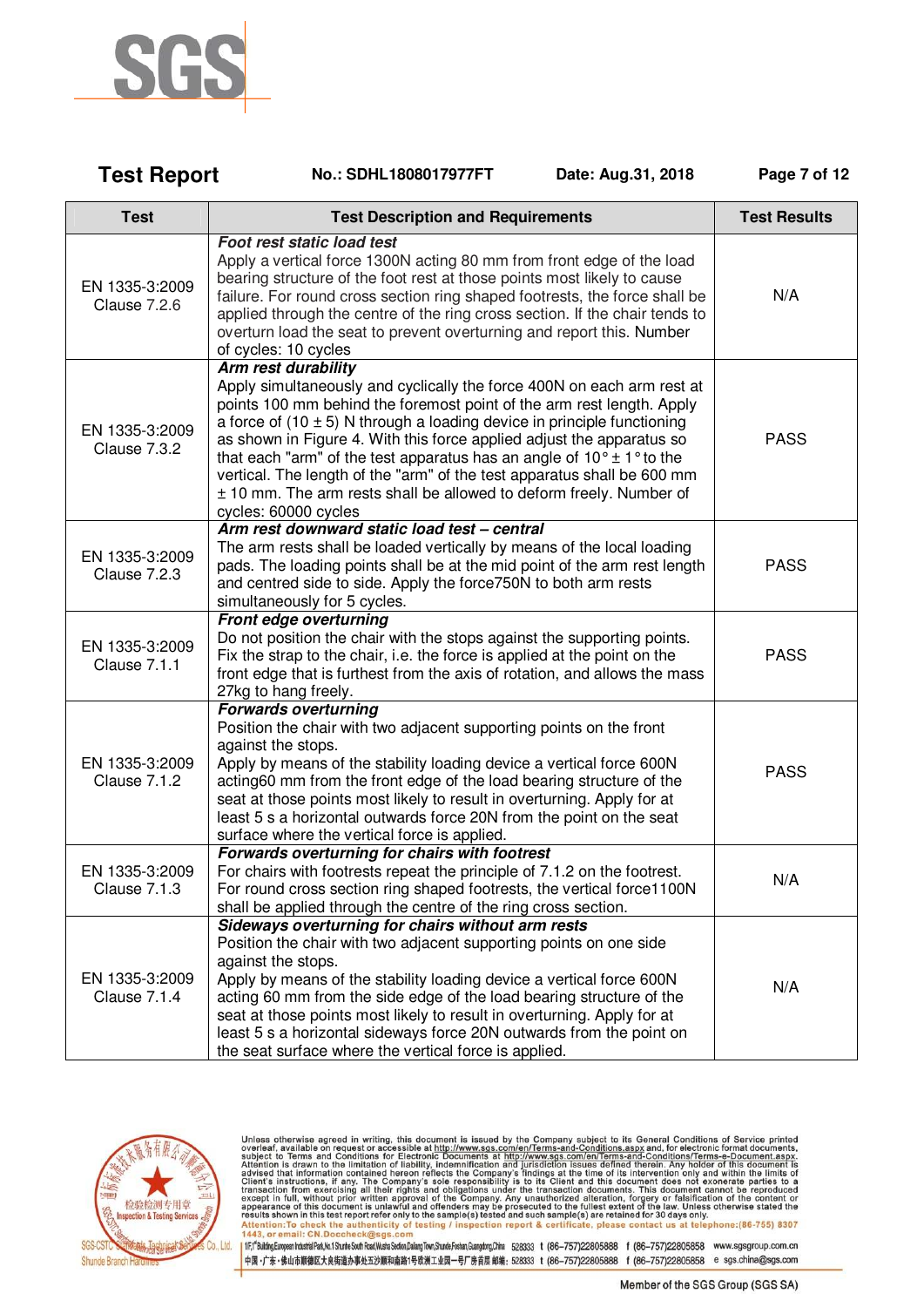| Test | Test Description and Requirements | Test Results |
|---|---|---|
| EN 1335-3:2009 Clause 7.2.6 | ***Foot rest static load test*** Apply a vertical force 1300N acting 80 mm from front edge of the load bearing structure of the foot rest at those points most likely to cause failure. For round cross section ring shaped footrests, the force shall be applied through the centre of the ring cross section. If the chair tends to overturn load the seat to prevent overturning and report this. Number of cycles: 10 cycles | N/A |
| EN 1335-3:2009 Clause 7.3.2 | ***Arm rest durability*** Apply simultaneously and cyclically the force 400N on each arm rest at points 100 mm behind the foremost point of the arm rest length. Apply a force of (10 ± 5) N through a loading device in principle functioning as shown in Figure 4. With this force applied adjust the apparatus so that each "arm" of the test apparatus has an angle of 10° ± 1° to the vertical. The length of the "arm" of the test apparatus shall be 600 mm ± 10 mm. The arm rests shall be allowed to deform freely. Number of cycles: 60000 cycles | PASS |
| EN 1335-3:2009 Clause 7.2.3 | ***Arm rest downward static load test – central*** The arm rests shall be loaded vertically by means of the local loading pads. The loading points shall be at the mid point of the arm rest length and centred side to side. Apply the force750N to both arm rests simultaneously for 5 cycles. | PASS |
| EN 1335-3:2009 Clause 7.1.1 | ***Front edge overturning*** Do not position the chair with the stops against the supporting points. Fix the strap to the chair, i.e. the force is applied at the point on the front edge that is furthest from the axis of rotation, and allows the mass 27kg to hang freely. | PASS |
| EN 1335-3:2009 Clause 7.1.2 | ***Forwards overturning*** Position the chair with two adjacent supporting points on the front against the stops. Apply by means of the stability loading device a vertical force 600N acting60 mm from the front edge of the load bearing structure of the seat at those points most likely to result in overturning. Apply for at least 5 s a horizontal outwards force 20N from the point on the seat surface where the vertical force is applied. | PASS |
| EN 1335-3:2009 Clause 7.1.3 | ***Forwards overturning for chairs with footrest*** For chairs with footrests repeat the principle of 7.1.2 on the footrest. For round cross section ring shaped footrests, the vertical force1100N shall be applied through the centre of the ring cross section. | N/A |
| EN 1335-3:2009 Clause 7.1.4 | ***Sideways overturning for chairs without arm rests*** Position the chair with two adjacent supporting points on one side against the stops. Apply by means of the stability loading device a vertical force 600N acting 60 mm from the side edge of the load bearing structure of the seat at those points most likely to result in overturning. Apply for at least 5 s a horizontal sideways force 20N outwards from the point on the seat surface where the vertical force is applied. | N/A |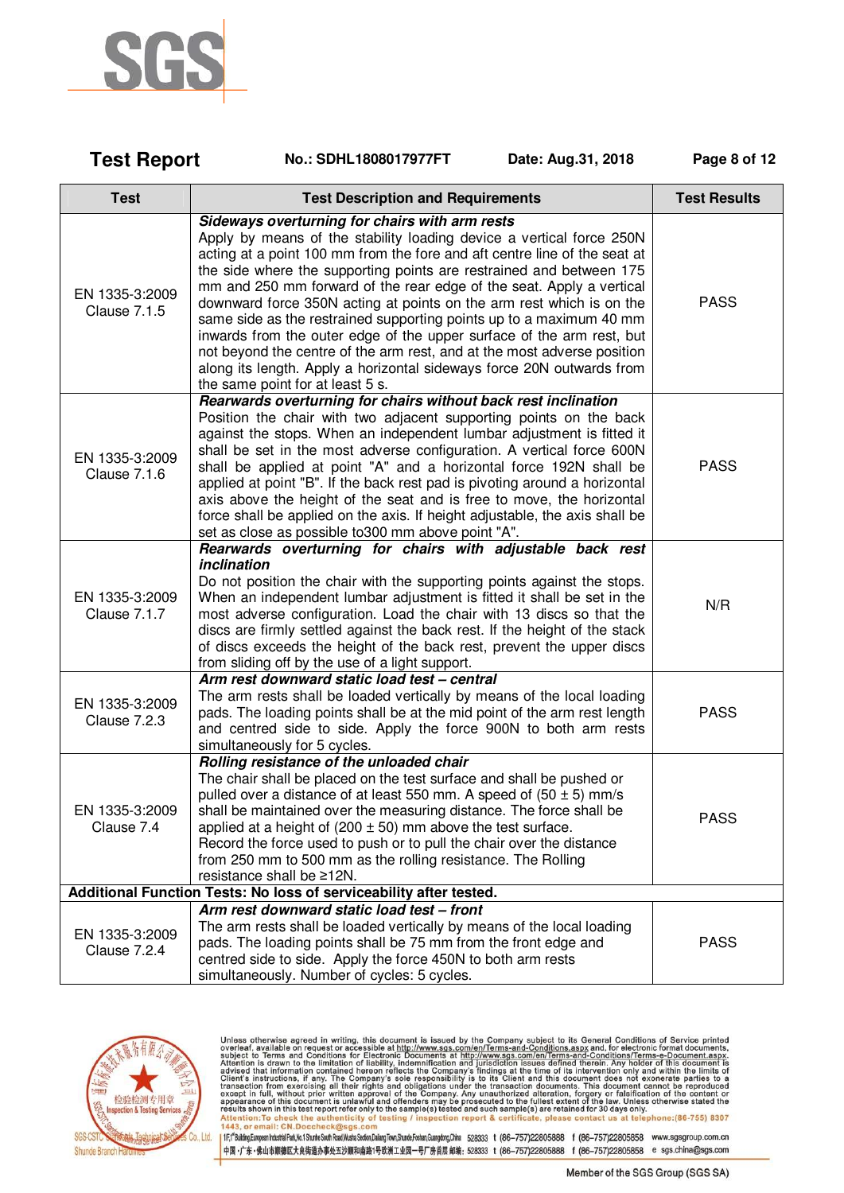| Test | Test Description and Requirements | Test Results |
|---|---|---|
| EN 1335-3:2009 Clause 7.1.5 | ***Sideways overturning for chairs with arm rests*** Apply by means of the stability loading device a vertical force 250N acting at a point 100 mm from the fore and aft centre line of the seat at the side where the supporting points are restrained and between 175 mm and 250 mm forward of the rear edge of the seat. Apply a vertical downward force 350N acting at points on the arm rest which is on the same side as the restrained supporting points up to a maximum 40 mm inwards from the outer edge of the upper surface of the arm rest, but not beyond the centre of the arm rest, and at the most adverse position along its length. Apply a horizontal sideways force 20N outwards from the same point for at least 5 s. | PASS |
| EN 1335-3:2009 Clause 7.1.6 | ***Rearwards overturning for chairs without back rest inclination*** Position the chair with two adjacent supporting points on the back against the stops. When an independent lumbar adjustment is fitted it shall be set in the most adverse configuration. A vertical force 600N shall be applied at point "A" and a horizontal force 192N shall be applied at point "B". If the back rest pad is pivoting around a horizontal axis above the height of the seat and is free to move, the horizontal force shall be applied on the axis. If height adjustable, the axis shall be set as close as possible to300 mm above point "A". | PASS |
| EN 1335-3:2009 Clause 7.1.7 | ***Rearwards overturning for chairs with adjustable back rest inclination*** Do not position the chair with the supporting points against the stops. When an independent lumbar adjustment is fitted it shall be set in the most adverse configuration. Load the chair with 13 discs so that the discs are firmly settled against the back rest. If the height of the stack of discs exceeds the height of the back rest, prevent the upper discs from sliding off by the use of a light support. | N/R |
| EN 1335-3:2009 Clause 7.2.3 | ***Arm rest downward static load test – central*** The arm rests shall be loaded vertically by means of the local loading pads. The loading points shall be at the mid point of the arm rest length and centred side to side. Apply the force 900N to both arm rests simultaneously for 5 cycles. | PASS |
| EN 1335-3:2009 Clause 7.4 | ***Rolling resistance of the unloaded chair*** The chair shall be placed on the test surface and shall be pushed or pulled over a distance of at least 550 mm. A speed of (50 ± 5) mm/s shall be maintained over the measuring distance. The force shall be applied at a height of (200 ± 50) mm above the test surface. Record the force used to push or to pull the chair over the distance from 250 mm to 500 mm as the rolling resistance. The Rolling resistance shall be ≥12N. | PASS |
| **Additional Function Tests: No loss of serviceability after tested.** | | |
| EN 1335-3:2009 Clause 7.2.4 | ***Arm rest downward static load test – front*** The arm rests shall be loaded vertically by means of the local loading pads. The loading points shall be 75 mm from the front edge and centred side to side. Apply the force 450N to both arm rests simultaneously. Number of cycles: 5 cycles. | PASS |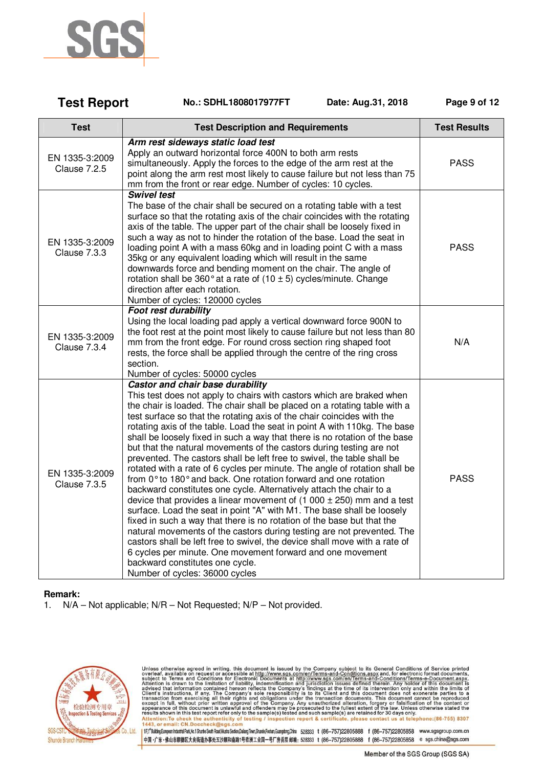| Test | Test Description and Requirements | Test Results |
|---|---|---|
| EN 1335-3:2009 Clause 7.2.5 | ***Arm rest sideways static load test*** Apply an outward horizontal force 400N to both arm rests simultaneously. Apply the forces to the edge of the arm rest at the point along the arm rest most likely to cause failure but not less than 75 mm from the front or rear edge. Number of cycles: 10 cycles. | PASS |
| EN 1335-3:2009 Clause 7.3.3 | ***Swivel test*** The base of the chair shall be secured on a rotating table with a test surface so that the rotating axis of the chair coincides with the rotating axis of the table. The upper part of the chair shall be loosely fixed in such a way as not to hinder the rotation of the base. Load the seat in loading point A with a mass 60kg and in loading point C with a mass 35kg or any equivalent loading which will result in the same downwards force and bending moment on the chair. The angle of rotation shall be 360° at a rate of (10 ± 5) cycles/minute. Change direction after each rotation. Number of cycles: 120000 cycles | PASS |
| EN 1335-3:2009 Clause 7.3.4 | ***Foot rest durability*** Using the local loading pad apply a vertical downward force 900N to the foot rest at the point most likely to cause failure but not less than 80 mm from the front edge. For round cross section ring shaped foot rests, the force shall be applied through the centre of the ring cross section. Number of cycles: 50000 cycles | N/A |
| EN 1335-3:2009 Clause 7.3.5 | ***Castor and chair base durability*** This test does not apply to chairs with castors which are braked when the chair is loaded. The chair shall be placed on a rotating table with a test surface so that the rotating axis of the chair coincides with the rotating axis of the table. Load the seat in point A with 110kg. The base shall be loosely fixed in such a way that there is no rotation of the base but that the natural movements of the castors during testing are not prevented. The castors shall be left free to swivel, the table shall be rotated with a rate of 6 cycles per minute. The angle of rotation shall be from 0° to 180° and back. One rotation forward and one rotation backward constitutes one cycle. Alternatively attach the chair to a device that provides a linear movement of (1 000 ± 250) mm and a test surface. Load the seat in point "A" with M1. The base shall be loosely fixed in such a way that there is no rotation of the base but that the natural movements of the castors during testing are not prevented. The castors shall be left free to swivel, the device shall move with a rate of 6 cycles per minute. One movement forward and one movement backward constitutes one cycle. Number of cycles: 36000 cycles | PASS |

**Remark:**

1. N/A – Not applicable; N/R – Not Requested; N/P – Not provided.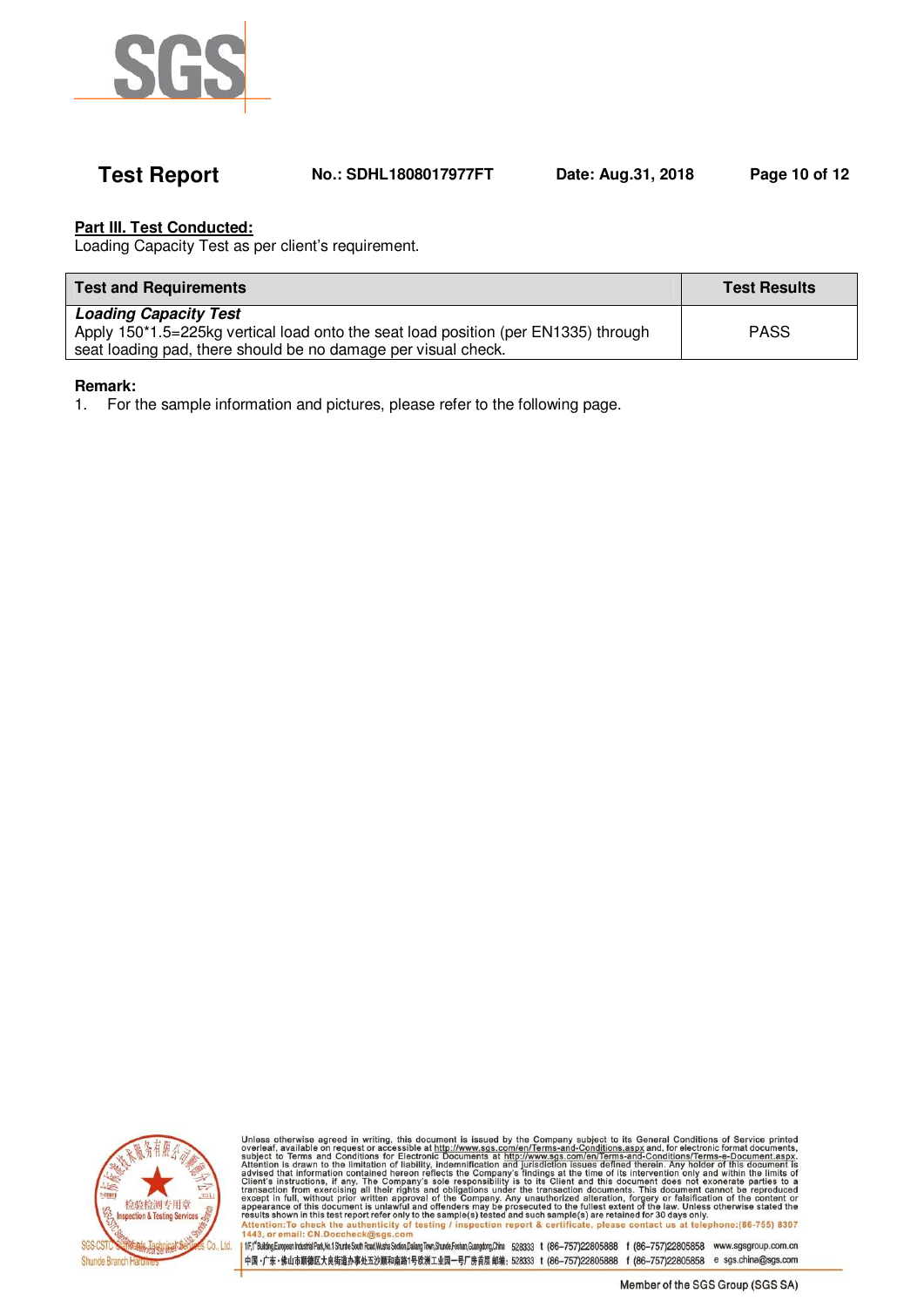**Part III. Test Conducted:**

Loading Capacity Test as per client's requirement.

| Test and Requirements | Test Results |
| --- | --- |
| ***Loading Capacity Test*** Apply 150*1.5=225kg vertical load onto the seat load position (per EN1335) through seat loading pad, there should be no damage per visual check. | PASS |

**Remark:**

1. For the sample information and pictures, please refer to the following page.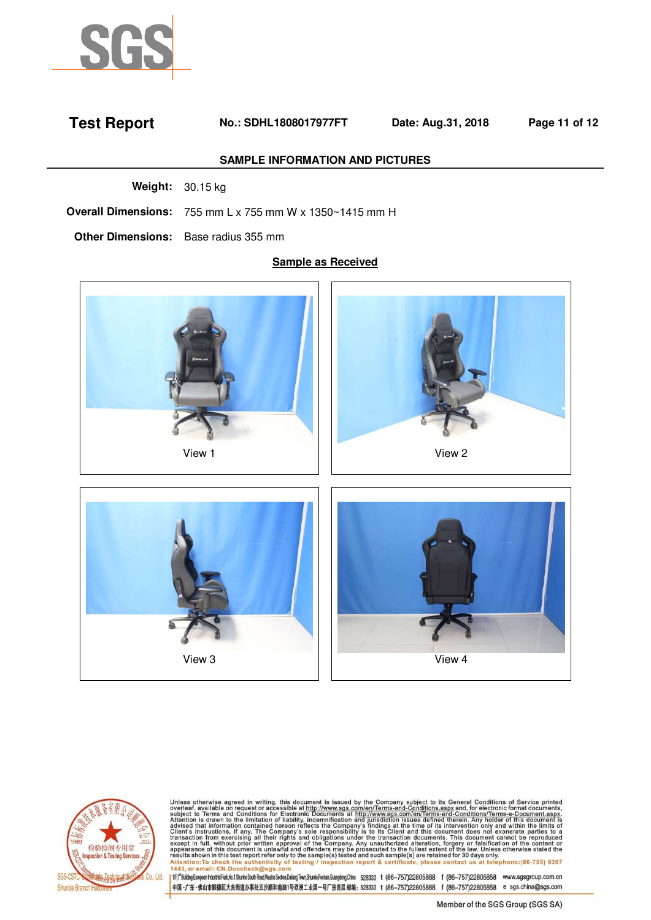## SAMPLE INFORMATION AND PICTURES

**Weight:** 30.15 kg

**Overall Dimensions:** 755 mm L x 755 mm W x 1350~1415 mm H

**Other Dimensions:** Base radius 355 mm

**Sample as Received**

View 1

View 2

View 3

View 4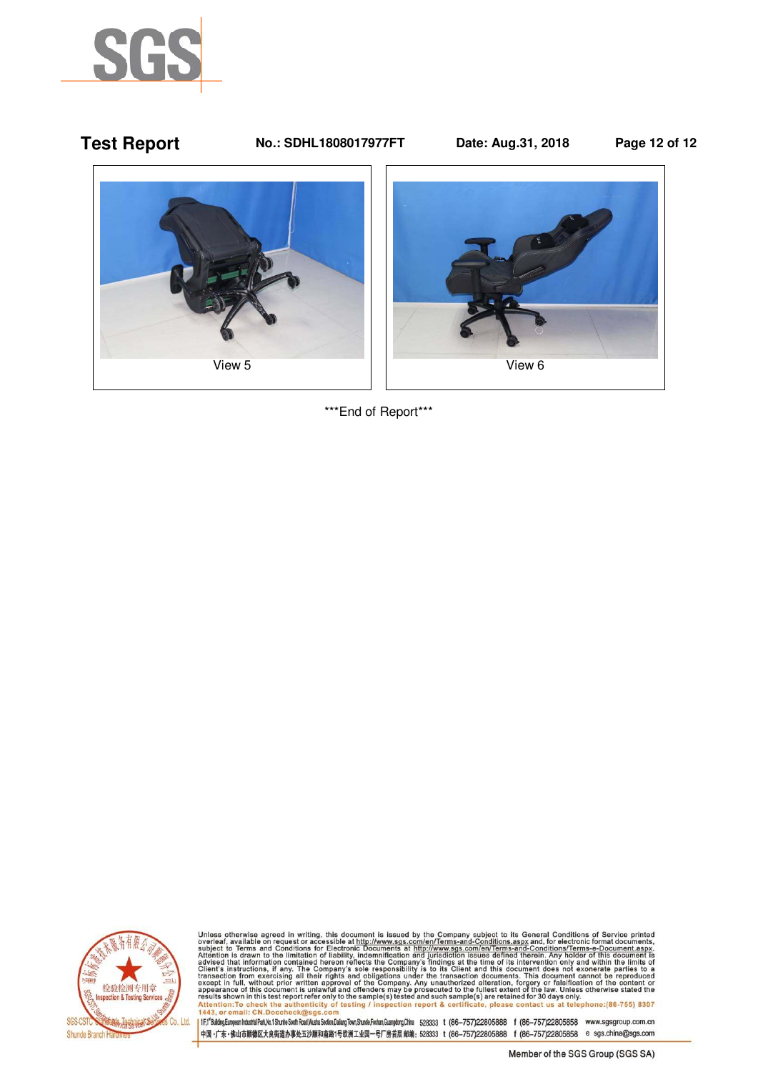View 5

View 6

***End of Report***